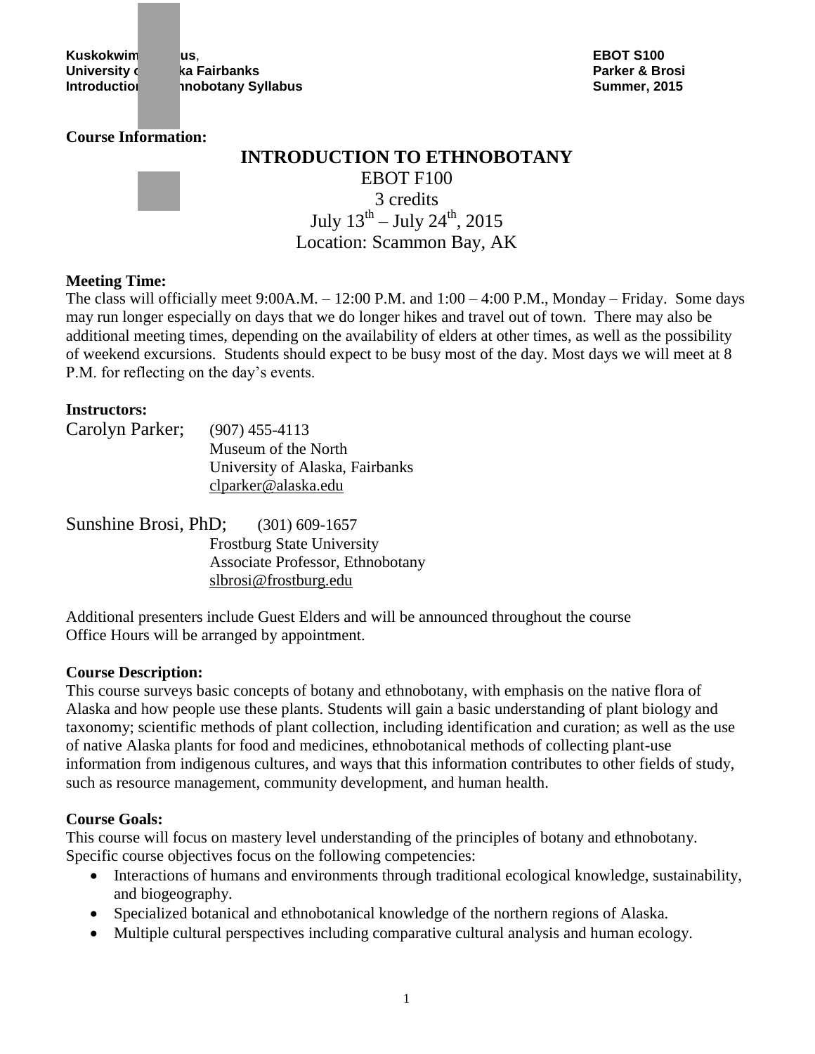**Kuskokwim us,**
**University c ka Fairbanks**
**Introductio nobotany Syllabus**

**EBOT S100**
**Parker & Brosi**
**Summer, 2015**

**Course Information:**

# INTRODUCTION TO ETHNOBOTANY

EBOT F100

3 credits

July 13th – July 24th, 2015

Location: Scammon Bay, AK

**Meeting Time:**

The class will officially meet 9:00A.M. – 12:00 P.M. and 1:00 – 4:00 P.M., Monday – Friday. Some days may run longer especially on days that we do longer hikes and travel out of town. There may also be additional meeting times, depending on the availability of elders at other times, as well as the possibility of weekend excursions. Students should expect to be busy most of the day. Most days we will meet at 8 P.M. for reflecting on the day's events.

**Instructors:**

Carolyn Parker; (907) 455-4113
Museum of the North
University of Alaska, Fairbanks
clparker@alaska.edu

Sunshine Brosi, PhD; (301) 609-1657
Frostburg State University
Associate Professor, Ethnobotany
slbrosi@frostburg.edu

Additional presenters include Guest Elders and will be announced throughout the course
Office Hours will be arranged by appointment.

**Course Description:**

This course surveys basic concepts of botany and ethnobotany, with emphasis on the native flora of Alaska and how people use these plants. Students will gain a basic understanding of plant biology and taxonomy; scientific methods of plant collection, including identification and curation; as well as the use of native Alaska plants for food and medicines, ethnobotanical methods of collecting plant-use information from indigenous cultures, and ways that this information contributes to other fields of study, such as resource management, community development, and human health.

**Course Goals:**

This course will focus on mastery level understanding of the principles of botany and ethnobotany. Specific course objectives focus on the following competencies:

- Interactions of humans and environments through traditional ecological knowledge, sustainability, and biogeography.
- Specialized botanical and ethnobotanical knowledge of the northern regions of Alaska.
- Multiple cultural perspectives including comparative cultural analysis and human ecology.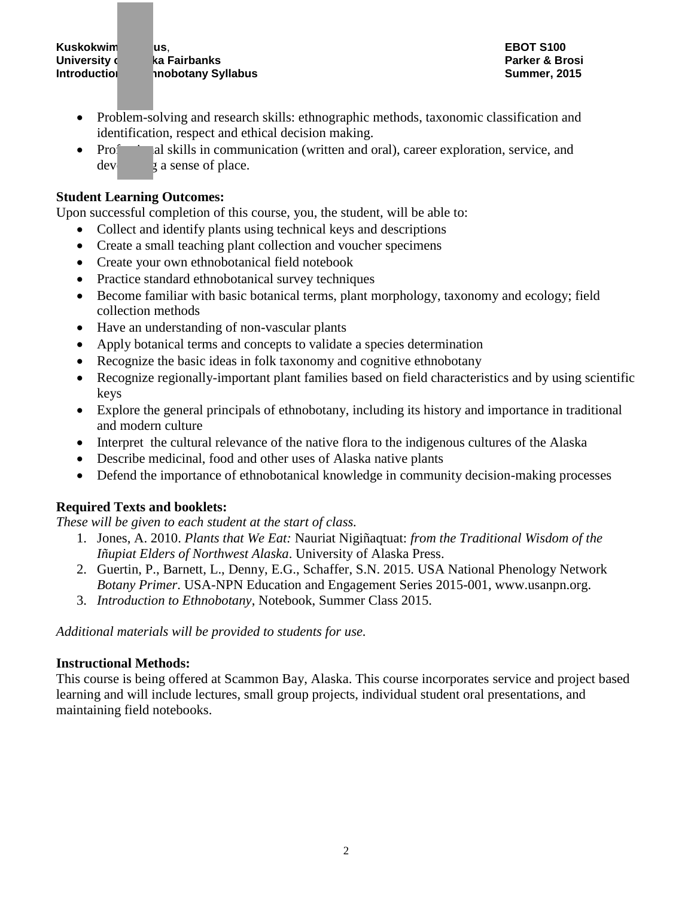- Problem-solving and research skills: ethnographic methods, taxonomic classification and identification, respect and ethical decision making.
- Professional skills in communication (written and oral), career exploration, service, and developing a sense of place.

**Student Learning Outcomes:**

Upon successful completion of this course, you, the student, will be able to:

- Collect and identify plants using technical keys and descriptions
- Create a small teaching plant collection and voucher specimens
- Create your own ethnobotanical field notebook
- Practice standard ethnobotanical survey techniques
- Become familiar with basic botanical terms, plant morphology, taxonomy and ecology; field collection methods
- Have an understanding of non-vascular plants
- Apply botanical terms and concepts to validate a species determination
- Recognize the basic ideas in folk taxonomy and cognitive ethnobotany
- Recognize regionally-important plant families based on field characteristics and by using scientific keys
- Explore the general principals of ethnobotany, including its history and importance in traditional and modern culture
- Interpret the cultural relevance of the native flora to the indigenous cultures of the Alaska
- Describe medicinal, food and other uses of Alaska native plants
- Defend the importance of ethnobotanical knowledge in community decision-making processes

**Required Texts and booklets:**

*These will be given to each student at the start of class.*

1. Jones, A. 2010. *Plants that We Eat:* Nauriat Nigiñaqtuat: *from the Traditional Wisdom of the Iñupiat Elders of Northwest Alaska*. University of Alaska Press.
2. Guertin, P., Barnett, L., Denny, E.G., Schaffer, S.N. 2015. USA National Phenology Network *Botany Primer*. USA-NPN Education and Engagement Series 2015-001, www.usanpn.org.
3. *Introduction to Ethnobotany*, Notebook, Summer Class 2015.

*Additional materials will be provided to students for use.*

**Instructional Methods:**

This course is being offered at Scammon Bay, Alaska. This course incorporates service and project based learning and will include lectures, small group projects, individual student oral presentations, and maintaining field notebooks.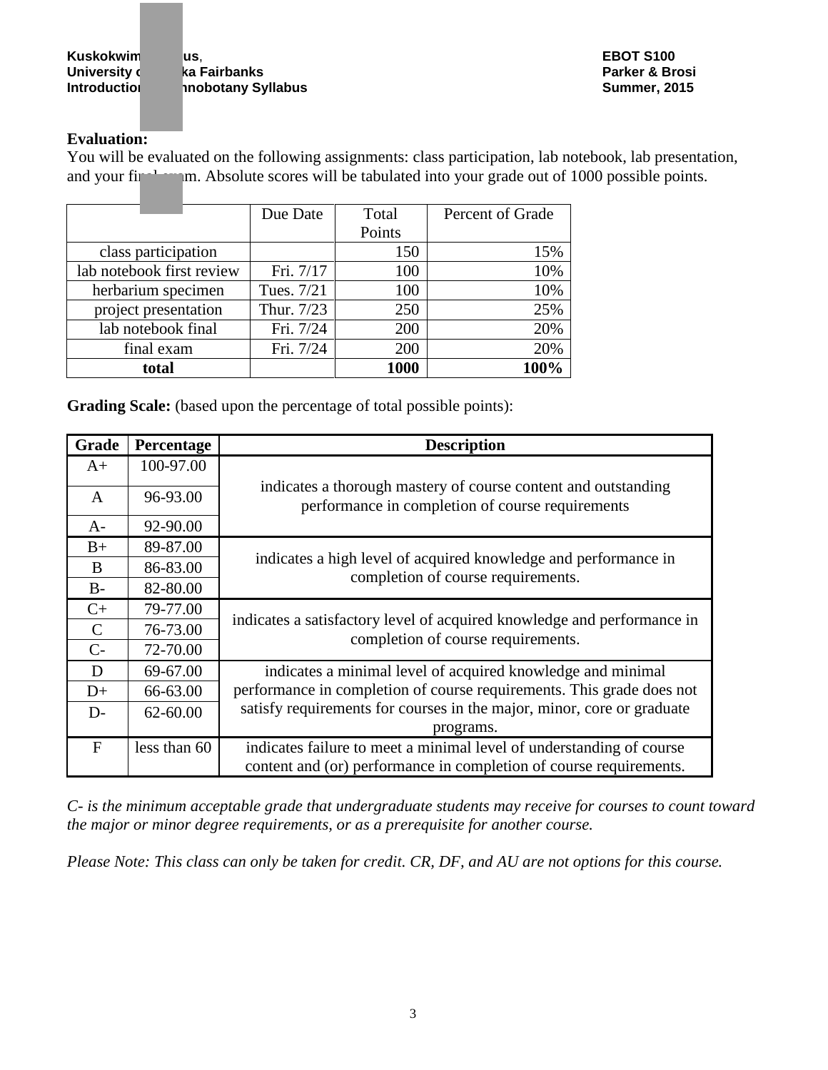**Evaluation:**

You will be evaluated on the following assignments: class participation, lab notebook, lab presentation, and your final exam. Absolute scores will be tabulated into your grade out of 1000 possible points.

| | Due Date | Total Points | Percent of Grade |
|---|---|---|---|
| class participation | | 150 | 15% |
| lab notebook first review | Fri. 7/17 | 100 | 10% |
| herbarium specimen | Tues. 7/21 | 100 | 10% |
| project presentation | Thur. 7/23 | 250 | 25% |
| lab notebook final | Fri. 7/24 | 200 | 20% |
| final exam | Fri. 7/24 | 200 | 20% |
| **total** | | **1000** | **100%** |

**Grading Scale:** (based upon the percentage of total possible points):

| Grade | Percentage | Description |
|---|---|---|
| A+ | 100-97.00 | indicates a thorough mastery of course content and outstanding performance in completion of course requirements |
| A | 96-93.00 | |
| A- | 92-90.00 | |
| B+ | 89-87.00 | indicates a high level of acquired knowledge and performance in completion of course requirements. |
| B | 86-83.00 | |
| B- | 82-80.00 | |
| C+ | 79-77.00 | indicates a satisfactory level of acquired knowledge and performance in completion of course requirements. |
| C | 76-73.00 | |
| C- | 72-70.00 | |
| D | 69-67.00 | indicates a minimal level of acquired knowledge and minimal performance in completion of course requirements. This grade does not satisfy requirements for courses in the major, minor, core or graduate programs. |
| D+ | 66-63.00 | |
| D- | 62-60.00 | |
| F | less than 60 | indicates failure to meet a minimal level of understanding of course content and (or) performance in completion of course requirements. |

*C- is the minimum acceptable grade that undergraduate students may receive for courses to count toward the major or minor degree requirements, or as a prerequisite for another course.*

*Please Note: This class can only be taken for credit. CR, DF, and AU are not options for this course.*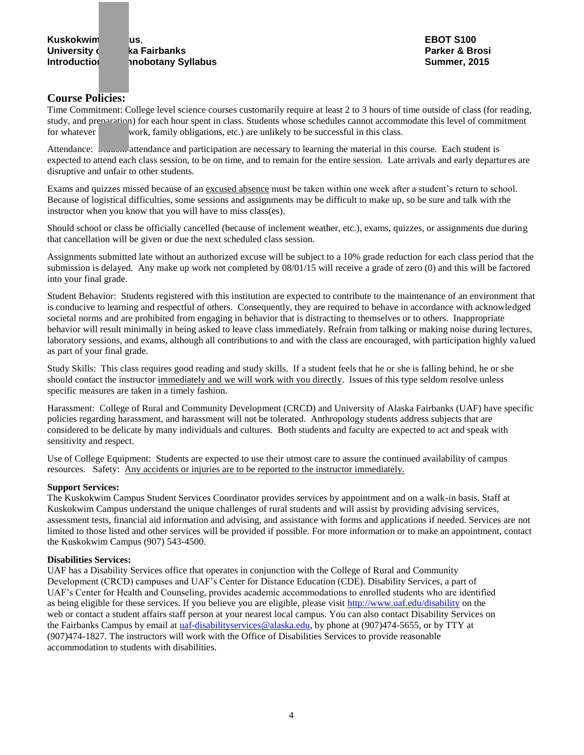## Course Policies:

Time Commitment: College level science courses customarily require at least 2 to 3 hours of time outside of class (for reading, study, and preparation) for each hour spent in class. Students whose schedules cannot accommodate this level of commitment for whatever work, family obligations, etc.) are unlikely to be successful in this class.

Attendance: attendance and participation are necessary to learning the material in this course. Each student is expected to attend each class session, to be on time, and to remain for the entire session. Late arrivals and early departures are disruptive and unfair to other students.

Exams and quizzes missed because of an excused absence must be taken within one week after a student's return to school. Because of logistical difficulties, some sessions and assignments may be difficult to make up, so be sure and talk with the instructor when you know that you will have to miss class(es).

Should school or class be officially cancelled (because of inclement weather, etc.), exams, quizzes, or assignments due during that cancellation will be given or due the next scheduled class session.

Assignments submitted late without an authorized excuse will be subject to a 10% grade reduction for each class period that the submission is delayed. Any make up work not completed by 08/01/15 will receive a grade of zero (0) and this will be factored into your final grade.

Student Behavior: Students registered with this institution are expected to contribute to the maintenance of an environment that is conducive to learning and respectful of others. Consequently, they are required to behave in accordance with acknowledged societal norms and are prohibited from engaging in behavior that is distracting to themselves or to others. Inappropriate behavior will result minimally in being asked to leave class immediately. Refrain from talking or making noise during lectures, laboratory sessions, and exams, although all contributions to and with the class are encouraged, with participation highly valued as part of your final grade.

Study Skills: This class requires good reading and study skills. If a student feels that he or she is falling behind, he or she should contact the instructor immediately and we will work with you directly. Issues of this type seldom resolve unless specific measures are taken in a timely fashion.

Harassment: College of Rural and Community Development (CRCD) and University of Alaska Fairbanks (UAF) have specific policies regarding harassment, and harassment will not be tolerated. Anthropology students address subjects that are considered to be delicate by many individuals and cultures. Both students and faculty are expected to act and speak with sensitivity and respect.

Use of College Equipment: Students are expected to use their utmost care to assure the continued availability of campus resources. Safety: Any accidents or injuries are to be reported to the instructor immediately.

**Support Services:**

The Kuskokwim Campus Student Services Coordinator provides services by appointment and on a walk-in basis. Staff at Kuskokwim Campus understand the unique challenges of rural students and will assist by providing advising services, assessment tests, financial aid information and advising, and assistance with forms and applications if needed. Services are not limited to those listed and other services will be provided if possible. For more information or to make an appointment, contact the Kuskokwim Campus (907) 543-4500.

**Disabilities Services:**

UAF has a Disability Services office that operates in conjunction with the College of Rural and Community Development (CRCD) campuses and UAF's Center for Distance Education (CDE). Disability Services, a part of UAF's Center for Health and Counseling, provides academic accommodations to enrolled students who are identified as being eligible for these services. If you believe you are eligible, please visit http://www.uaf.edu/disability on the web or contact a student affairs staff person at your nearest local campus. You can also contact Disability Services on the Fairbanks Campus by email at uaf-disabilityservices@alaska.edu, by phone at (907)474-5655, or by TTY at (907)474-1827. The instructors will work with the Office of Disabilities Services to provide reasonable accommodation to students with disabilities.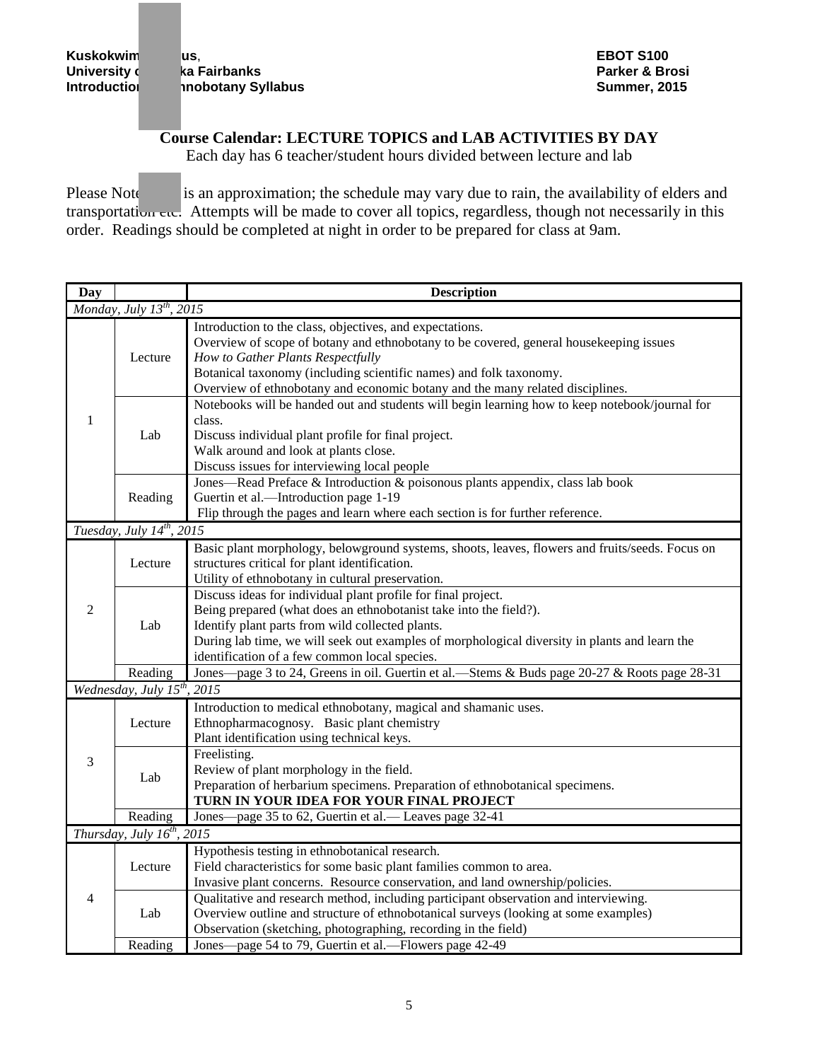## Course Calendar: LECTURE TOPICS and LAB ACTIVITIES BY DAY

Each day has 6 teacher/student hours divided between lecture and lab

Please Note is an approximation; the schedule may vary due to rain, the availability of elders and transportation etc. Attempts will be made to cover all topics, regardless, though not necessarily in this order. Readings should be completed at night in order to be prepared for class at 9am.

| Day | | Description |
|---|---|---|
| *Monday, July 13th, 2015* | | |
| 1 | Lecture | Introduction to the class, objectives, and expectations.<br>Overview of scope of botany and ethnobotany to be covered, general housekeeping issues<br>*How to Gather Plants Respectfully*<br>Botanical taxonomy (including scientific names) and folk taxonomy.<br>Overview of ethnobotany and economic botany and the many related disciplines. |
| | Lab | Notebooks will be handed out and students will begin learning how to keep notebook/journal for class.<br>Discuss individual plant profile for final project.<br>Walk around and look at plants close.<br>Discuss issues for interviewing local people |
| | Reading | Jones—Read Preface & Introduction & poisonous plants appendix, class lab book<br>Guertin et al.—Introduction page 1-19<br>Flip through the pages and learn where each section is for further reference. |
| *Tuesday, July 14th, 2015* | | |
| 2 | Lecture | Basic plant morphology, belowground systems, shoots, leaves, flowers and fruits/seeds. Focus on structures critical for plant identification.<br>Utility of ethnobotany in cultural preservation. |
| | Lab | Discuss ideas for individual plant profile for final project.<br>Being prepared (what does an ethnobotanist take into the field?).<br>Identify plant parts from wild collected plants.<br>During lab time, we will seek out examples of morphological diversity in plants and learn the identification of a few common local species. |
| | Reading | Jones—page 3 to 24, Greens in oil. Guertin et al.—Stems & Buds page 20-27 & Roots page 28-31 |
| *Wednesday, July 15th, 2015* | | |
| 3 | Lecture | Introduction to medical ethnobotany, magical and shamanic uses.<br>Ethnopharmacognosy. Basic plant chemistry<br>Plant identification using technical keys. |
| | Lab | Freelisting.<br>Review of plant morphology in the field.<br>Preparation of herbarium specimens. Preparation of ethnobotanical specimens.<br>**TURN IN YOUR IDEA FOR YOUR FINAL PROJECT** |
| | Reading | Jones—page 35 to 62, Guertin et al.— Leaves page 32-41 |
| *Thursday, July 16th, 2015* | | |
| 4 | Lecture | Hypothesis testing in ethnobotanical research.<br>Field characteristics for some basic plant families common to area.<br>Invasive plant concerns. Resource conservation, and land ownership/policies. |
| | Lab | Qualitative and research method, including participant observation and interviewing.<br>Overview outline and structure of ethnobotanical surveys (looking at some examples)<br>Observation (sketching, photographing, recording in the field) |
| | Reading | Jones—page 54 to 79, Guertin et al.—Flowers page 42-49 |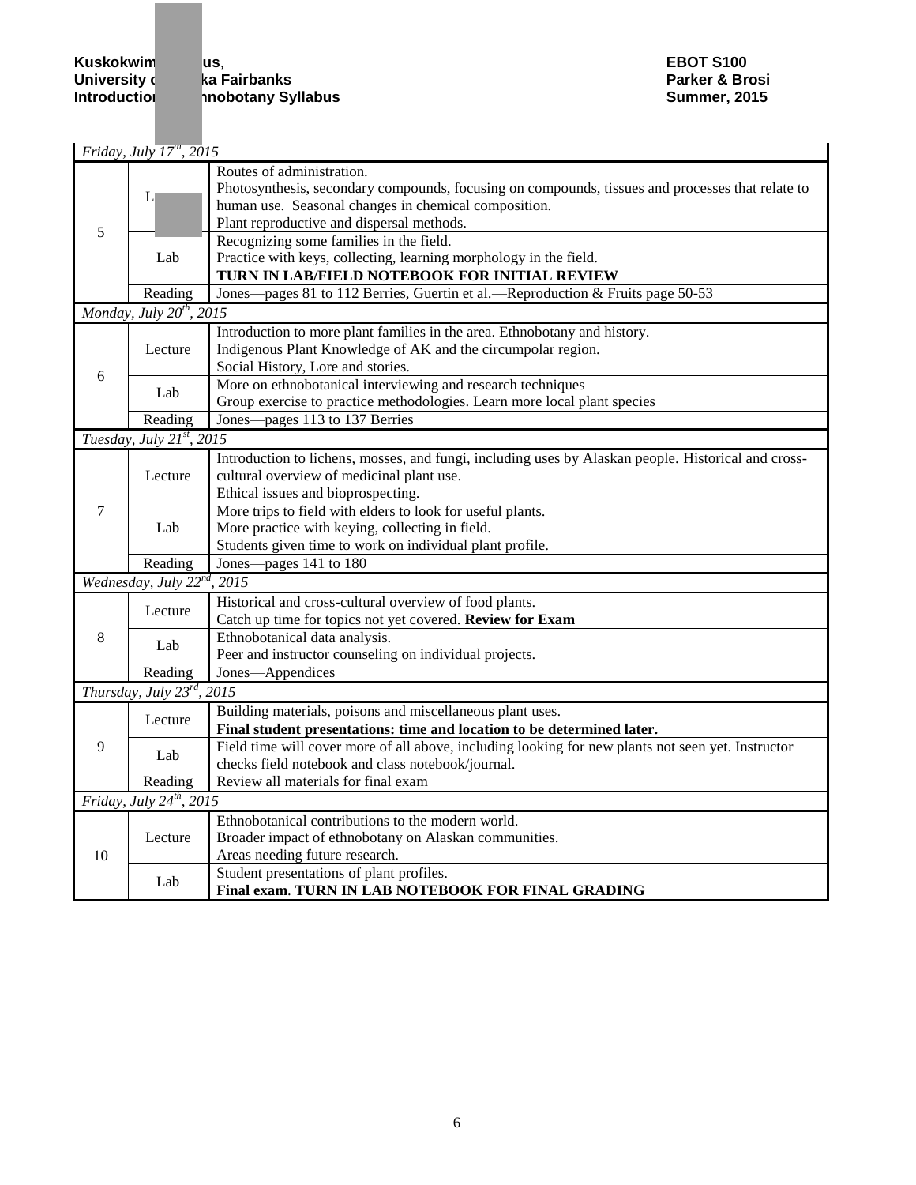| | | |
|---|---|---|
| *Friday, July 17th, 2015* | | |
| 5 | L | Routes of administration.<br>Photosynthesis, secondary compounds, focusing on compounds, tissues and processes that relate to human use. Seasonal changes in chemical composition.<br>Plant reproductive and dispersal methods. |
| | Lab | Recognizing some families in the field.<br>Practice with keys, collecting, learning morphology in the field.<br>**TURN IN LAB/FIELD NOTEBOOK FOR INITIAL REVIEW** |
| | Reading | Jones—pages 81 to 112 Berries, Guertin et al.—Reproduction & Fruits page 50-53 |
| *Monday, July 20th, 2015* | | |
| 6 | Lecture | Introduction to more plant families in the area. Ethnobotany and history.<br>Indigenous Plant Knowledge of AK and the circumpolar region.<br>Social History, Lore and stories. |
| | Lab | More on ethnobotanical interviewing and research techniques<br>Group exercise to practice methodologies. Learn more local plant species |
| | Reading | Jones—pages 113 to 137 Berries |
| *Tuesday, July 21st, 2015* | | |
| 7 | Lecture | Introduction to lichens, mosses, and fungi, including uses by Alaskan people. Historical and cross-cultural overview of medicinal plant use.<br>Ethical issues and bioprospecting. |
| | Lab | More trips to field with elders to look for useful plants.<br>More practice with keying, collecting in field.<br>Students given time to work on individual plant profile. |
| | Reading | Jones—pages 141 to 180 |
| *Wednesday, July 22nd, 2015* | | |
| 8 | Lecture | Historical and cross-cultural overview of food plants.<br>Catch up time for topics not yet covered. **Review for Exam** |
| | Lab | Ethnobotanical data analysis.<br>Peer and instructor counseling on individual projects. |
| | Reading | Jones—Appendices |
| *Thursday, July 23rd, 2015* | | |
| 9 | Lecture | Building materials, poisons and miscellaneous plant uses.<br>**Final student presentations: time and location to be determined later.** |
| | Lab | Field time will cover more of all above, including looking for new plants not seen yet. Instructor checks field notebook and class notebook/journal. |
| | Reading | Review all materials for final exam |
| *Friday, July 24th, 2015* | | |
| 10 | Lecture | Ethnobotanical contributions to the modern world.<br>Broader impact of ethnobotany on Alaskan communities.<br>Areas needing future research. |
| | Lab | Student presentations of plant profiles.<br>**Final exam**. **TURN IN LAB NOTEBOOK FOR FINAL GRADING** |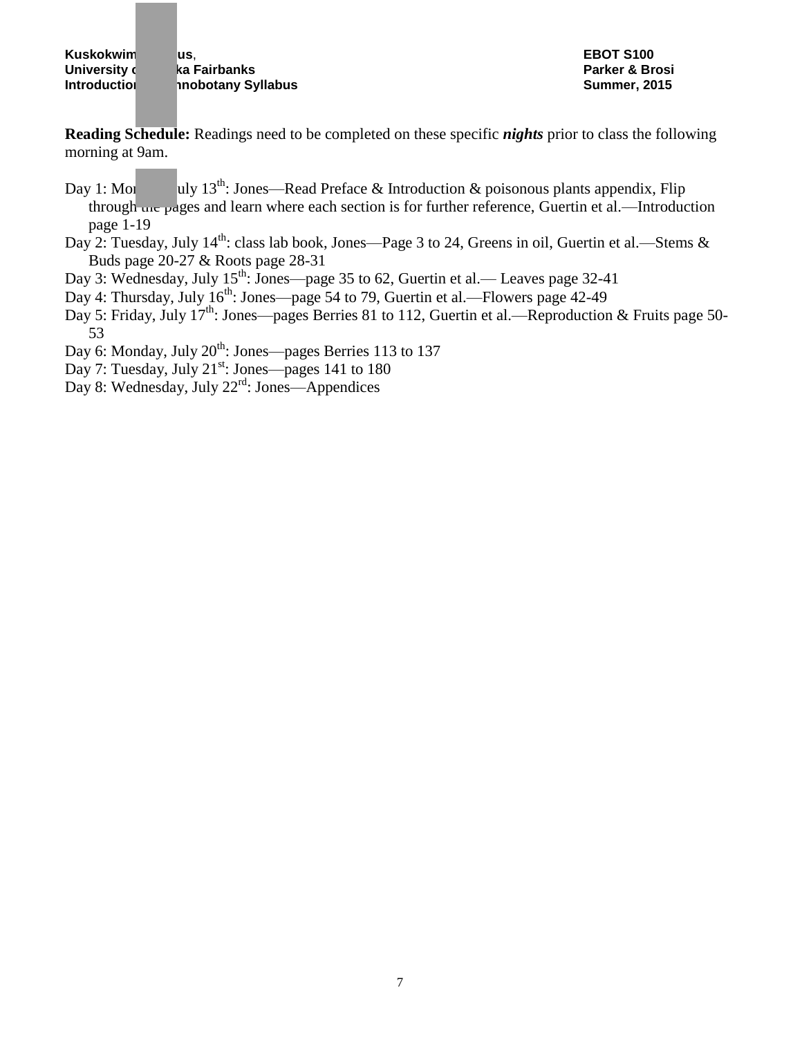**Reading Schedule:** Readings need to be completed on these specific ***nights*** prior to class the following morning at 9am.

- Day 1: Monday, July 13th: Jones—Read Preface & Introduction & poisonous plants appendix, Flip through the pages and learn where each section is for further reference, Guertin et al.—Introduction page 1-19
- Day 2: Tuesday, July 14th: class lab book, Jones—Page 3 to 24, Greens in oil, Guertin et al.—Stems & Buds page 20-27 & Roots page 28-31
- Day 3: Wednesday, July 15th: Jones—page 35 to 62, Guertin et al.— Leaves page 32-41
- Day 4: Thursday, July 16th: Jones—page 54 to 79, Guertin et al.—Flowers page 42-49
- Day 5: Friday, July 17th: Jones—pages Berries 81 to 112, Guertin et al.—Reproduction & Fruits page 50-53
- Day 6: Monday, July 20th: Jones—pages Berries 113 to 137
- Day 7: Tuesday, July 21st: Jones—pages 141 to 180
- Day 8: Wednesday, July 22rd: Jones—Appendices